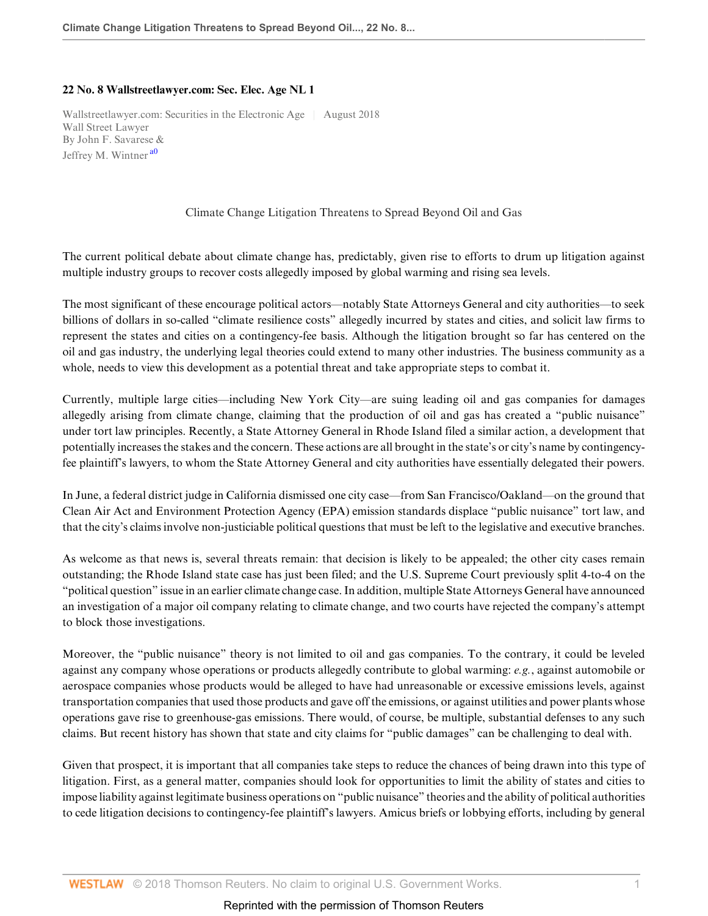**22 No. 8 Wallstreetlawyer.com: Sec. Elec. Age NL 1**

Wallstreetlawyer.com: Securities in the Electronic Age | August 2018
Wall Street Lawyer
By John F. Savarese &
Jeffrey M. Wintner [a0]

Climate Change Litigation Threatens to Spread Beyond Oil and Gas

The current political debate about climate change has, predictably, given rise to efforts to drum up litigation against multiple industry groups to recover costs allegedly imposed by global warming and rising sea levels.

The most significant of these encourage political actors—notably State Attorneys General and city authorities—to seek billions of dollars in so-called "climate resilience costs" allegedly incurred by states and cities, and solicit law firms to represent the states and cities on a contingency-fee basis. Although the litigation brought so far has centered on the oil and gas industry, the underlying legal theories could extend to many other industries. The business community as a whole, needs to view this development as a potential threat and take appropriate steps to combat it.

Currently, multiple large cities—including New York City—are suing leading oil and gas companies for damages allegedly arising from climate change, claiming that the production of oil and gas has created a "public nuisance" under tort law principles. Recently, a State Attorney General in Rhode Island filed a similar action, a development that potentially increases the stakes and the concern. These actions are all brought in the state's or city's name by contingency-fee plaintiff's lawyers, to whom the State Attorney General and city authorities have essentially delegated their powers.

In June, a federal district judge in California dismissed one city case—from San Francisco/Oakland—on the ground that Clean Air Act and Environment Protection Agency (EPA) emission standards displace "public nuisance" tort law, and that the city's claims involve non-justiciable political questions that must be left to the legislative and executive branches.

As welcome as that news is, several threats remain: that decision is likely to be appealed; the other city cases remain outstanding; the Rhode Island state case has just been filed; and the U.S. Supreme Court previously split 4-to-4 on the "political question" issue in an earlier climate change case. In addition, multiple State Attorneys General have announced an investigation of a major oil company relating to climate change, and two courts have rejected the company's attempt to block those investigations.

Moreover, the "public nuisance" theory is not limited to oil and gas companies. To the contrary, it could be leveled against any company whose operations or products allegedly contribute to global warming: *e.g.*, against automobile or aerospace companies whose products would be alleged to have had unreasonable or excessive emissions levels, against transportation companies that used those products and gave off the emissions, or against utilities and power plants whose operations gave rise to greenhouse-gas emissions. There would, of course, be multiple, substantial defenses to any such claims. But recent history has shown that state and city claims for "public damages" can be challenging to deal with.

Given that prospect, it is important that all companies take steps to reduce the chances of being drawn into this type of litigation. First, as a general matter, companies should look for opportunities to limit the ability of states and cities to impose liability against legitimate business operations on "public nuisance" theories and the ability of political authorities to cede litigation decisions to contingency-fee plaintiff's lawyers. Amicus briefs or lobbying efforts, including by general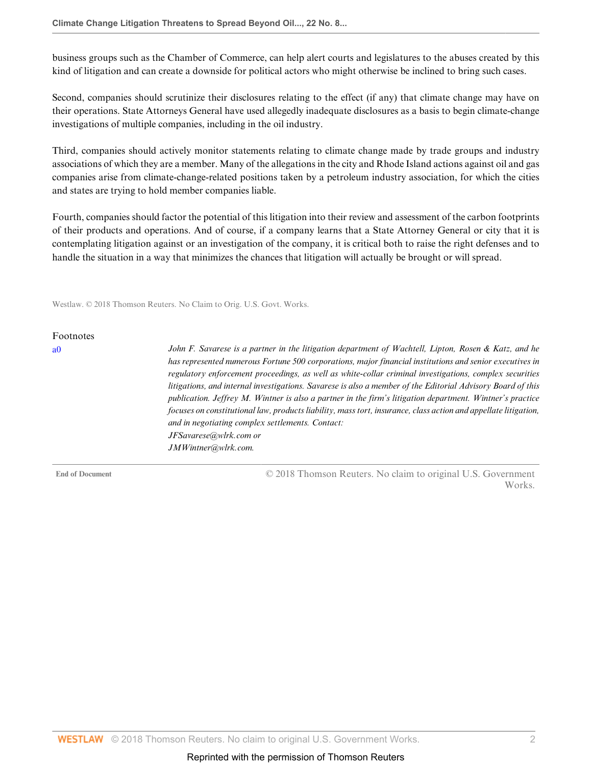business groups such as the Chamber of Commerce, can help alert courts and legislatures to the abuses created by this kind of litigation and can create a downside for political actors who might otherwise be inclined to bring such cases.

Second, companies should scrutinize their disclosures relating to the effect (if any) that climate change may have on their operations. State Attorneys General have used allegedly inadequate disclosures as a basis to begin climate-change investigations of multiple companies, including in the oil industry.

Third, companies should actively monitor statements relating to climate change made by trade groups and industry associations of which they are a member. Many of the allegations in the city and Rhode Island actions against oil and gas companies arise from climate-change-related positions taken by a petroleum industry association, for which the cities and states are trying to hold member companies liable.

Fourth, companies should factor the potential of this litigation into their review and assessment of the carbon footprints of their products and operations. And of course, if a company learns that a State Attorney General or city that it is contemplating litigation against or an investigation of the company, it is critical both to raise the right defenses and to handle the situation in a way that minimizes the chances that litigation will actually be brought or will spread.

Westlaw. © 2018 Thomson Reuters. No Claim to Orig. U.S. Govt. Works.

Footnotes

a0 *John F. Savarese is a partner in the litigation department of Wachtell, Lipton, Rosen & Katz, and he has represented numerous Fortune 500 corporations, major financial institutions and senior executives in regulatory enforcement proceedings, as well as white-collar criminal investigations, complex securities litigations, and internal investigations. Savarese is also a member of the Editorial Advisory Board of this publication. Jeffrey M. Wintner is also a partner in the firm's litigation department. Wintner's practice focuses on constitutional law, products liability, mass tort, insurance, class action and appellate litigation, and in negotiating complex settlements. Contact:*
*JFSavarese@wlrk.com or*
*JMWintner@wlrk.com.*

End of Document © 2018 Thomson Reuters. No claim to original U.S. Government Works.

Reprinted with the permission of Thomson Reuters